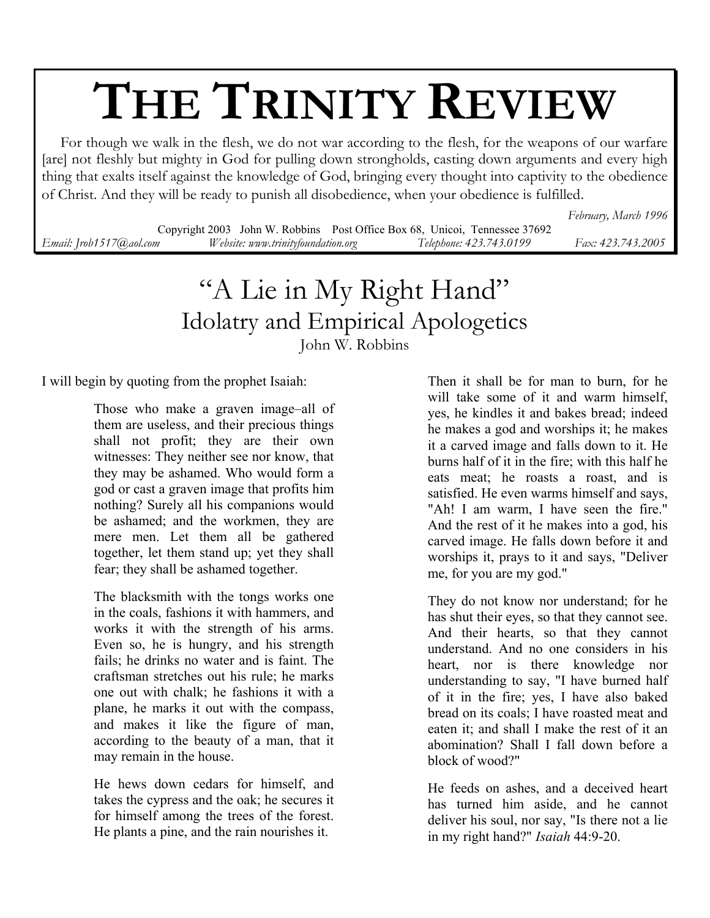# THE TRINITY REVIEW

For though we walk in the flesh, we do not war according to the flesh, for the weapons of our warfare [are] not fleshly but mighty in God for pulling down strongholds, casting down arguments and every high thing that exalts itself against the knowledge of God, bringing every thought into captivity to the obedience of Christ. And they will be ready to punish all disobedience, when your obedience is fulfilled.

*February, March 1996*

Copyright 2003 John W. Robbins Post Office Box 68, Unicoi, Tennessee 37692

*Email: Jrob1517@aol.com* *Website: www.trinityfoundation.org* *Telephone: 423.743.0199* *Fax: 423.743.2005*

# "A Lie in My Right Hand"

## Idolatry and Empirical Apologetics

John W. Robbins

I will begin by quoting from the prophet Isaiah:

> Those who make a graven image–all of them are useless, and their precious things shall not profit; they are their own witnesses: They neither see nor know, that they may be ashamed. Who would form a god or cast a graven image that profits him nothing? Surely all his companions would be ashamed; and the workmen, they are mere men. Let them all be gathered together, let them stand up; yet they shall fear; they shall be ashamed together.
>
> The blacksmith with the tongs works one in the coals, fashions it with hammers, and works it with the strength of his arms. Even so, he is hungry, and his strength fails; he drinks no water and is faint. The craftsman stretches out his rule; he marks one out with chalk; he fashions it with a plane, he marks it out with the compass, and makes it like the figure of man, according to the beauty of a man, that it may remain in the house.
>
> He hews down cedars for himself, and takes the cypress and the oak; he secures it for himself among the trees of the forest. He plants a pine, and the rain nourishes it. Then it shall be for man to burn, for he will take some of it and warm himself, yes, he kindles it and bakes bread; indeed he makes a god and worships it; he makes it a carved image and falls down to it. He burns half of it in the fire; with this half he eats meat; he roasts a roast, and is satisfied. He even warms himself and says, "Ah! I am warm, I have seen the fire." And the rest of it he makes into a god, his carved image. He falls down before it and worships it, prays to it and says, "Deliver me, for you are my god."
>
> They do not know nor understand; for he has shut their eyes, so that they cannot see. And their hearts, so that they cannot understand. And no one considers in his heart, nor is there knowledge nor understanding to say, "I have burned half of it in the fire; yes, I have also baked bread on its coals; I have roasted meat and eaten it; and shall I make the rest of it an abomination? Shall I fall down before a block of wood?"
>
> He feeds on ashes, and a deceived heart has turned him aside, and he cannot deliver his soul, nor say, "Is there not a lie in my right hand?" *Isaiah* 44:9-20.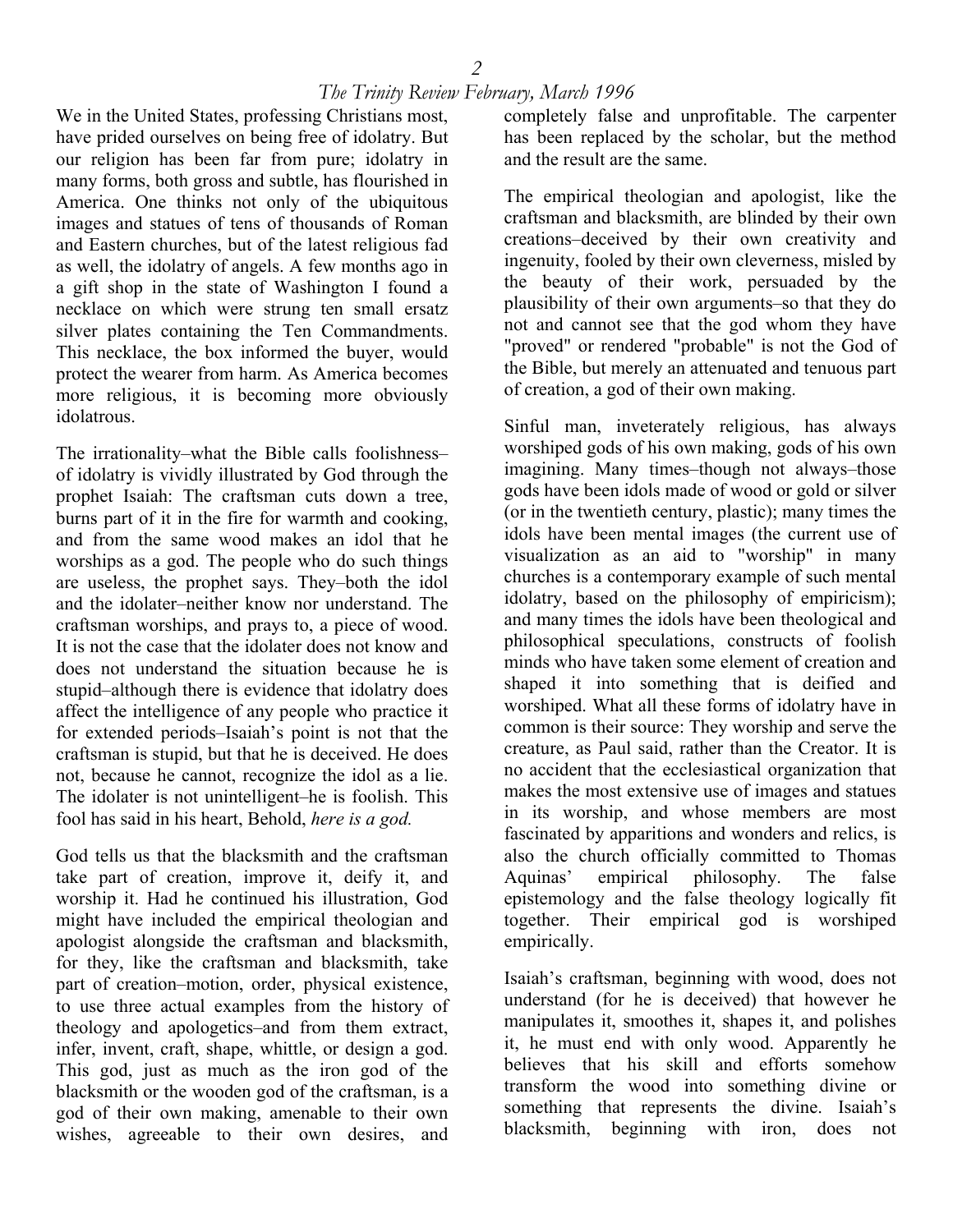We in the United States, professing Christians most, have prided ourselves on being free of idolatry. But our religion has been far from pure; idolatry in many forms, both gross and subtle, has flourished in America. One thinks not only of the ubiquitous images and statues of tens of thousands of Roman and Eastern churches, but of the latest religious fad as well, the idolatry of angels. A few months ago in a gift shop in the state of Washington I found a necklace on which were strung ten small ersatz silver plates containing the Ten Commandments. This necklace, the box informed the buyer, would protect the wearer from harm. As America becomes more religious, it is becoming more obviously idolatrous.

The irrationality–what the Bible calls foolishness–of idolatry is vividly illustrated by God through the prophet Isaiah: The craftsman cuts down a tree, burns part of it in the fire for warmth and cooking, and from the same wood makes an idol that he worships as a god. The people who do such things are useless, the prophet says. They–both the idol and the idolater–neither know nor understand. The craftsman worships, and prays to, a piece of wood. It is not the case that the idolater does not know and does not understand the situation because he is stupid–although there is evidence that idolatry does affect the intelligence of any people who practice it for extended periods–Isaiah's point is not that the craftsman is stupid, but that he is deceived. He does not, because he cannot, recognize the idol as a lie. The idolater is not unintelligent–he is foolish. This fool has said in his heart, Behold, *here is a god.*

God tells us that the blacksmith and the craftsman take part of creation, improve it, deify it, and worship it. Had he continued his illustration, God might have included the empirical theologian and apologist alongside the craftsman and blacksmith, for they, like the craftsman and blacksmith, take part of creation–motion, order, physical existence, to use three actual examples from the history of theology and apologetics–and from them extract, infer, invent, craft, shape, whittle, or design a god. This god, just as much as the iron god of the blacksmith or the wooden god of the craftsman, is a god of their own making, amenable to their own wishes, agreeable to their own desires, and completely false and unprofitable. The carpenter has been replaced by the scholar, but the method and the result are the same.

The empirical theologian and apologist, like the craftsman and blacksmith, are blinded by their own creations–deceived by their own creativity and ingenuity, fooled by their own cleverness, misled by the beauty of their work, persuaded by the plausibility of their own arguments–so that they do not and cannot see that the god whom they have "proved" or rendered "probable" is not the God of the Bible, but merely an attenuated and tenuous part of creation, a god of their own making.

Sinful man, inveterately religious, has always worshiped gods of his own making, gods of his own imagining. Many times–though not always–those gods have been idols made of wood or gold or silver (or in the twentieth century, plastic); many times the idols have been mental images (the current use of visualization as an aid to "worship" in many churches is a contemporary example of such mental idolatry, based on the philosophy of empiricism); and many times the idols have been theological and philosophical speculations, constructs of foolish minds who have taken some element of creation and shaped it into something that is deified and worshiped. What all these forms of idolatry have in common is their source: They worship and serve the creature, as Paul said, rather than the Creator. It is no accident that the ecclesiastical organization that makes the most extensive use of images and statues in its worship, and whose members are most fascinated by apparitions and wonders and relics, is also the church officially committed to Thomas Aquinas' empirical philosophy. The false epistemology and the false theology logically fit together. Their empirical god is worshiped empirically.

Isaiah's craftsman, beginning with wood, does not understand (for he is deceived) that however he manipulates it, smoothes it, shapes it, and polishes it, he must end with only wood. Apparently he believes that his skill and efforts somehow transform the wood into something divine or something that represents the divine. Isaiah's blacksmith, beginning with iron, does not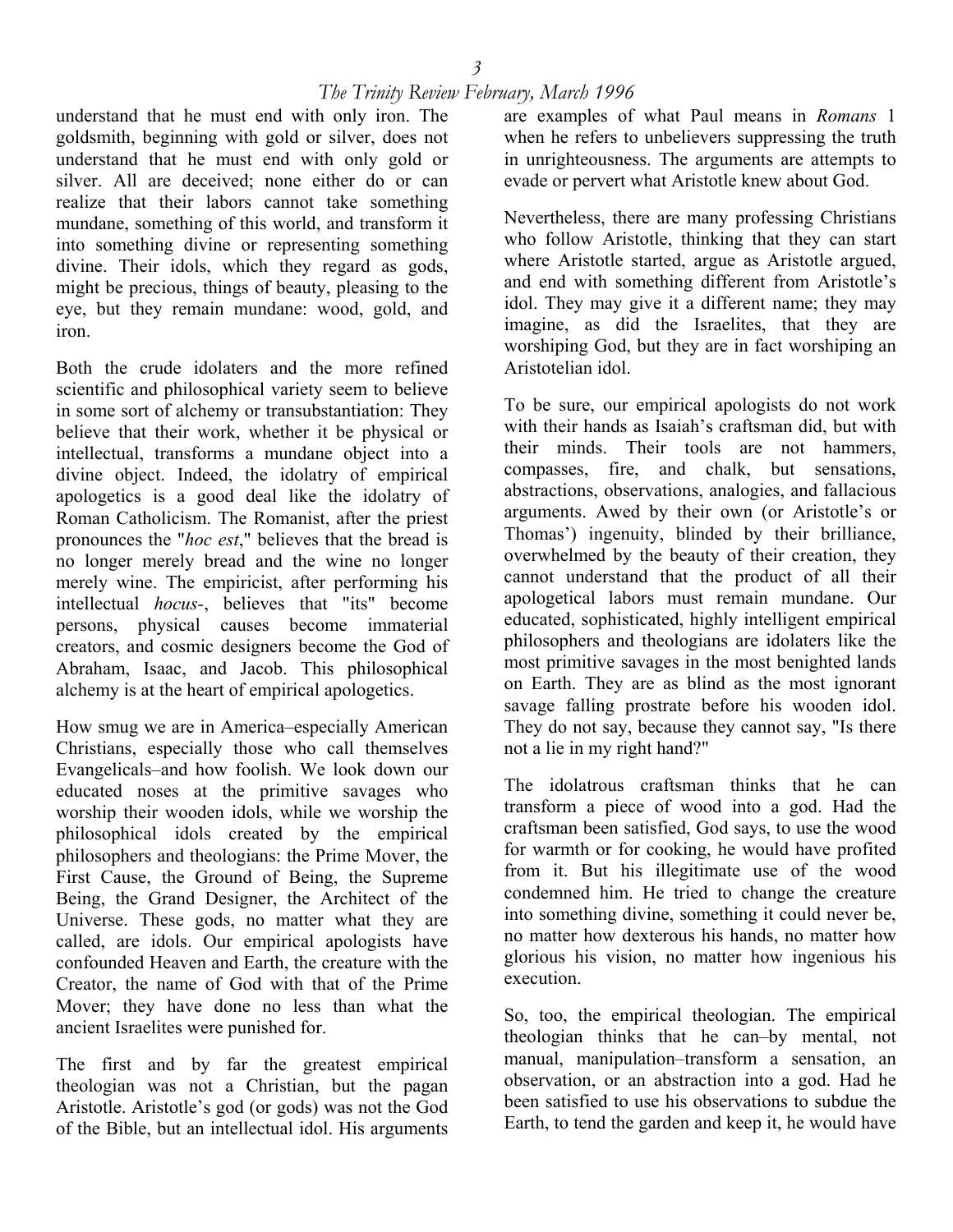understand that he must end with only iron. The goldsmith, beginning with gold or silver, does not understand that he must end with only gold or silver. All are deceived; none either do or can realize that their labors cannot take something mundane, something of this world, and transform it into something divine or representing something divine. Their idols, which they regard as gods, might be precious, things of beauty, pleasing to the eye, but they remain mundane: wood, gold, and iron.

Both the crude idolaters and the more refined scientific and philosophical variety seem to believe in some sort of alchemy or transubstantiation: They believe that their work, whether it be physical or intellectual, transforms a mundane object into a divine object. Indeed, the idolatry of empirical apologetics is a good deal like the idolatry of Roman Catholicism. The Romanist, after the priest pronounces the "*hoc est*," believes that the bread is no longer merely bread and the wine no longer merely wine. The empiricist, after performing his intellectual *hocus*-, believes that "its" become persons, physical causes become immaterial creators, and cosmic designers become the God of Abraham, Isaac, and Jacob. This philosophical alchemy is at the heart of empirical apologetics.

How smug we are in America–especially American Christians, especially those who call themselves Evangelicals–and how foolish. We look down our educated noses at the primitive savages who worship their wooden idols, while we worship the philosophical idols created by the empirical philosophers and theologians: the Prime Mover, the First Cause, the Ground of Being, the Supreme Being, the Grand Designer, the Architect of the Universe. These gods, no matter what they are called, are idols. Our empirical apologists have confounded Heaven and Earth, the creature with the Creator, the name of God with that of the Prime Mover; they have done no less than what the ancient Israelites were punished for.

The first and by far the greatest empirical theologian was not a Christian, but the pagan Aristotle. Aristotle's god (or gods) was not the God of the Bible, but an intellectual idol. His arguments are examples of what Paul means in *Romans* 1 when he refers to unbelievers suppressing the truth in unrighteousness. The arguments are attempts to evade or pervert what Aristotle knew about God.

Nevertheless, there are many professing Christians who follow Aristotle, thinking that they can start where Aristotle started, argue as Aristotle argued, and end with something different from Aristotle's idol. They may give it a different name; they may imagine, as did the Israelites, that they are worshiping God, but they are in fact worshiping an Aristotelian idol.

To be sure, our empirical apologists do not work with their hands as Isaiah's craftsman did, but with their minds. Their tools are not hammers, compasses, fire, and chalk, but sensations, abstractions, observations, analogies, and fallacious arguments. Awed by their own (or Aristotle's or Thomas') ingenuity, blinded by their brilliance, overwhelmed by the beauty of their creation, they cannot understand that the product of all their apologetical labors must remain mundane. Our educated, sophisticated, highly intelligent empirical philosophers and theologians are idolaters like the most primitive savages in the most benighted lands on Earth. They are as blind as the most ignorant savage falling prostrate before his wooden idol. They do not say, because they cannot say, "Is there not a lie in my right hand?"

The idolatrous craftsman thinks that he can transform a piece of wood into a god. Had the craftsman been satisfied, God says, to use the wood for warmth or for cooking, he would have profited from it. But his illegitimate use of the wood condemned him. He tried to change the creature into something divine, something it could never be, no matter how dexterous his hands, no matter how glorious his vision, no matter how ingenious his execution.

So, too, the empirical theologian. The empirical theologian thinks that he can–by mental, not manual, manipulation–transform a sensation, an observation, or an abstraction into a god. Had he been satisfied to use his observations to subdue the Earth, to tend the garden and keep it, he would have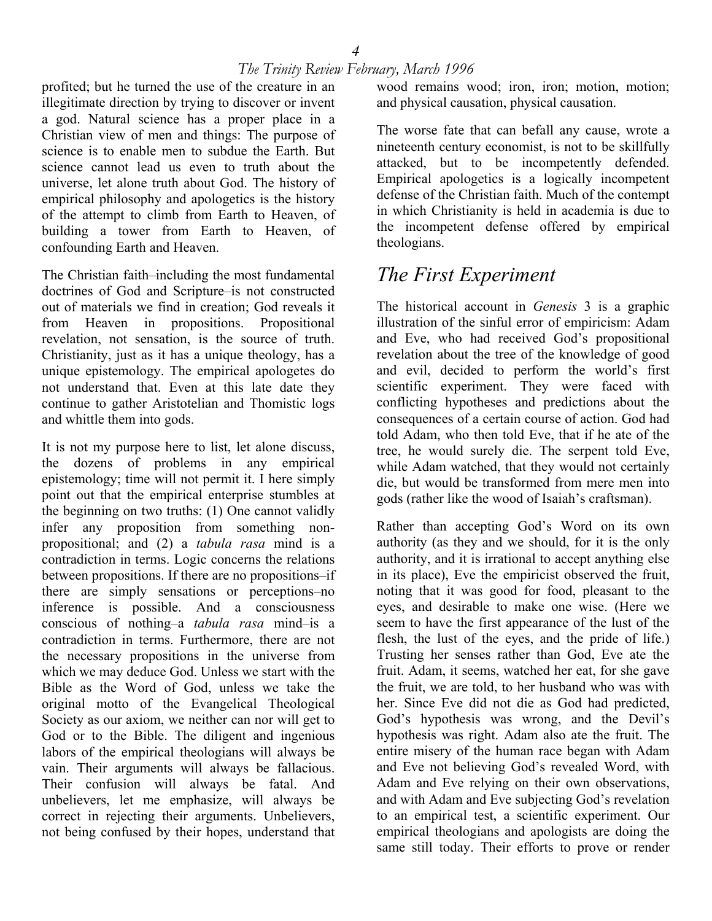profited; but he turned the use of the creature in an illegitimate direction by trying to discover or invent a god. Natural science has a proper place in a Christian view of men and things: The purpose of science is to enable men to subdue the Earth. But science cannot lead us even to truth about the universe, let alone truth about God. The history of empirical philosophy and apologetics is the history of the attempt to climb from Earth to Heaven, of building a tower from Earth to Heaven, of confounding Earth and Heaven.

The Christian faith–including the most fundamental doctrines of God and Scripture–is not constructed out of materials we find in creation; God reveals it from Heaven in propositions. Propositional revelation, not sensation, is the source of truth. Christianity, just as it has a unique theology, has a unique epistemology. The empirical apologetes do not understand that. Even at this late date they continue to gather Aristotelian and Thomistic logs and whittle them into gods.

It is not my purpose here to list, let alone discuss, the dozens of problems in any empirical epistemology; time will not permit it. I here simply point out that the empirical enterprise stumbles at the beginning on two truths: (1) One cannot validly infer any proposition from something non-propositional; and (2) a *tabula rasa* mind is a contradiction in terms. Logic concerns the relations between propositions. If there are no propositions–if there are simply sensations or perceptions–no inference is possible. And a consciousness conscious of nothing–a *tabula rasa* mind–is a contradiction in terms. Furthermore, there are not the necessary propositions in the universe from which we may deduce God. Unless we start with the Bible as the Word of God, unless we take the original motto of the Evangelical Theological Society as our axiom, we neither can nor will get to God or to the Bible. The diligent and ingenious labors of the empirical theologians will always be vain. Their arguments will always be fallacious. Their confusion will always be fatal. And unbelievers, let me emphasize, will always be correct in rejecting their arguments. Unbelievers, not being confused by their hopes, understand that wood remains wood; iron, iron; motion, motion; and physical causation, physical causation.

The worse fate that can befall any cause, wrote a nineteenth century economist, is not to be skillfully attacked, but to be incompetently defended. Empirical apologetics is a logically incompetent defense of the Christian faith. Much of the contempt in which Christianity is held in academia is due to the incompetent defense offered by empirical theologians.

## *The First Experiment*

The historical account in *Genesis* 3 is a graphic illustration of the sinful error of empiricism: Adam and Eve, who had received God's propositional revelation about the tree of the knowledge of good and evil, decided to perform the world's first scientific experiment. They were faced with conflicting hypotheses and predictions about the consequences of a certain course of action. God had told Adam, who then told Eve, that if he ate of the tree, he would surely die. The serpent told Eve, while Adam watched, that they would not certainly die, but would be transformed from mere men into gods (rather like the wood of Isaiah's craftsman).

Rather than accepting God's Word on its own authority (as they and we should, for it is the only authority, and it is irrational to accept anything else in its place), Eve the empiricist observed the fruit, noting that it was good for food, pleasant to the eyes, and desirable to make one wise. (Here we seem to have the first appearance of the lust of the flesh, the lust of the eyes, and the pride of life.) Trusting her senses rather than God, Eve ate the fruit. Adam, it seems, watched her eat, for she gave the fruit, we are told, to her husband who was with her. Since Eve did not die as God had predicted, God's hypothesis was wrong, and the Devil's hypothesis was right. Adam also ate the fruit. The entire misery of the human race began with Adam and Eve not believing God's revealed Word, with Adam and Eve relying on their own observations, and with Adam and Eve subjecting God's revelation to an empirical test, a scientific experiment. Our empirical theologians and apologists are doing the same still today. Their efforts to prove or render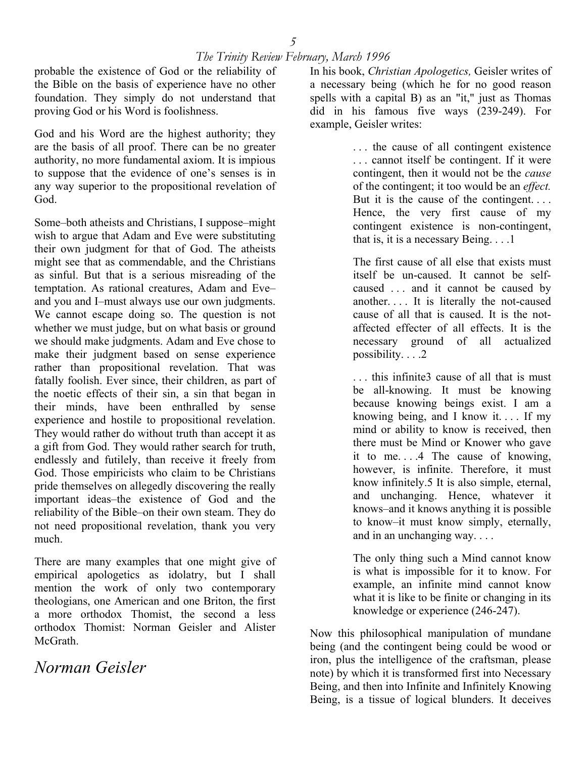probable the existence of God or the reliability of the Bible on the basis of experience have no other foundation. They simply do not understand that proving God or his Word is foolishness.

God and his Word are the highest authority; they are the basis of all proof. There can be no greater authority, no more fundamental axiom. It is impious to suppose that the evidence of one's senses is in any way superior to the propositional revelation of God.

Some–both atheists and Christians, I suppose–might wish to argue that Adam and Eve were substituting their own judgment for that of God. The atheists might see that as commendable, and the Christians as sinful. But that is a serious misreading of the temptation. As rational creatures, Adam and Eve–and you and I–must always use our own judgments. We cannot escape doing so. The question is not whether we must judge, but on what basis or ground we should make judgments. Adam and Eve chose to make their judgment based on sense experience rather than propositional revelation. That was fatally foolish. Ever since, their children, as part of the noetic effects of their sin, a sin that began in their minds, have been enthralled by sense experience and hostile to propositional revelation. They would rather do without truth than accept it as a gift from God. They would rather search for truth, endlessly and futilely, than receive it freely from God. Those empiricists who claim to be Christians pride themselves on allegedly discovering the really important ideas–the existence of God and the reliability of the Bible–on their own steam. They do not need propositional revelation, thank you very much.

There are many examples that one might give of empirical apologetics as idolatry, but I shall mention the work of only two contemporary theologians, one American and one Briton, the first a more orthodox Thomist, the second a less orthodox Thomist: Norman Geisler and Alister McGrath.

## Norman Geisler

In his book, *Christian Apologetics,* Geisler writes of a necessary being (which he for no good reason spells with a capital B) as an "it," just as Thomas did in his famous five ways (239-249). For example, Geisler writes:

> . . . the cause of all contingent existence . . . cannot itself be contingent. If it were contingent, then it would not be the *cause* of the contingent; it too would be an *effect.* But it is the cause of the contingent. . . . Hence, the very first cause of my contingent existence is non-contingent, that is, it is a necessary Being. . . .[1]
>
> The first cause of all else that exists must itself be un-caused. It cannot be self-caused . . . and it cannot be caused by another. . . . It is literally the not-caused cause of all that is caused. It is the not-affected effecter of all effects. It is the necessary ground of all actualized possibility. . . .[2]
>
> . . . this infinite[3] cause of all that is must be all-knowing. It must be knowing because knowing beings exist. I am a knowing being, and I know it. . . . If my mind or ability to know is received, then there must be Mind or Knower who gave it to me. . . .[4] The cause of knowing, however, is infinite. Therefore, it must know infinitely.[5] It is also simple, eternal, and unchanging. Hence, whatever it knows–and it knows anything it is possible to know–it must know simply, eternally, and in an unchanging way. . . .
>
> The only thing such a Mind cannot know is what is impossible for it to know. For example, an infinite mind cannot know what it is like to be finite or changing in its knowledge or experience (246-247).

Now this philosophical manipulation of mundane being (and the contingent being could be wood or iron, plus the intelligence of the craftsman, please note) by which it is transformed first into Necessary Being, and then into Infinite and Infinitely Knowing Being, is a tissue of logical blunders. It deceives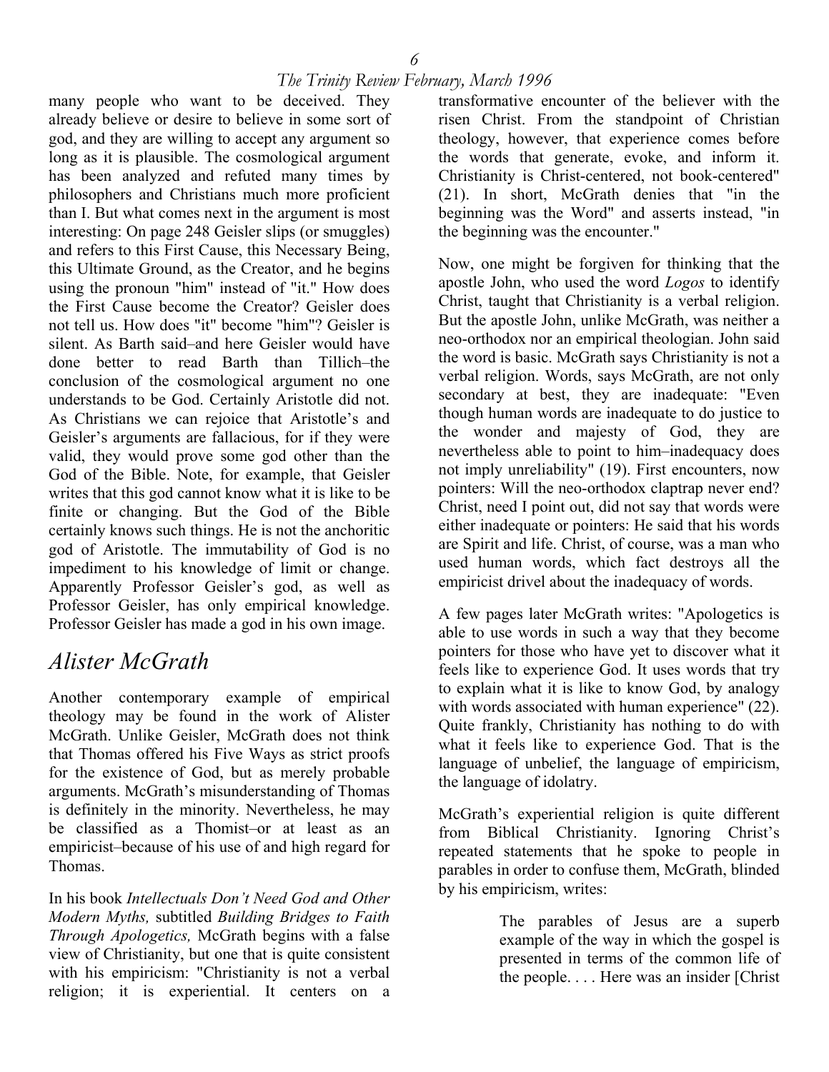many people who want to be deceived. They already believe or desire to believe in some sort of god, and they are willing to accept any argument so long as it is plausible. The cosmological argument has been analyzed and refuted many times by philosophers and Christians much more proficient than I. But what comes next in the argument is most interesting: On page 248 Geisler slips (or smuggles) and refers to this First Cause, this Necessary Being, this Ultimate Ground, as the Creator, and he begins using the pronoun "him" instead of "it." How does the First Cause become the Creator? Geisler does not tell us. How does "it" become "him"? Geisler is silent. As Barth said–and here Geisler would have done better to read Barth than Tillich–the conclusion of the cosmological argument no one understands to be God. Certainly Aristotle did not. As Christians we can rejoice that Aristotle's and Geisler's arguments are fallacious, for if they were valid, they would prove some god other than the God of the Bible. Note, for example, that Geisler writes that this god cannot know what it is like to be finite or changing. But the God of the Bible certainly knows such things. He is not the anchoritic god of Aristotle. The immutability of God is no impediment to his knowledge of limit or change. Apparently Professor Geisler's god, as well as Professor Geisler, has only empirical knowledge. Professor Geisler has made a god in his own image.

## Alister McGrath

Another contemporary example of empirical theology may be found in the work of Alister McGrath. Unlike Geisler, McGrath does not think that Thomas offered his Five Ways as strict proofs for the existence of God, but as merely probable arguments. McGrath's misunderstanding of Thomas is definitely in the minority. Nevertheless, he may be classified as a Thomist–or at least as an empiricist–because of his use of and high regard for Thomas.

In his book *Intellectuals Don't Need God and Other Modern Myths,* subtitled *Building Bridges to Faith Through Apologetics,* McGrath begins with a false view of Christianity, but one that is quite consistent with his empiricism: "Christianity is not a verbal religion; it is experiential. It centers on a transformative encounter of the believer with the risen Christ. From the standpoint of Christian theology, however, that experience comes before the words that generate, evoke, and inform it. Christianity is Christ-centered, not book-centered" (21). In short, McGrath denies that "in the beginning was the Word" and asserts instead, "in the beginning was the encounter."

Now, one might be forgiven for thinking that the apostle John, who used the word *Logos* to identify Christ, taught that Christianity is a verbal religion. But the apostle John, unlike McGrath, was neither a neo-orthodox nor an empirical theologian. John said the word is basic. McGrath says Christianity is not a verbal religion. Words, says McGrath, are not only secondary at best, they are inadequate: "Even though human words are inadequate to do justice to the wonder and majesty of God, they are nevertheless able to point to him–inadequacy does not imply unreliability" (19). First encounters, now pointers: Will the neo-orthodox claptrap never end? Christ, need I point out, did not say that words were either inadequate or pointers: He said that his words are Spirit and life. Christ, of course, was a man who used human words, which fact destroys all the empiricist drivel about the inadequacy of words.

A few pages later McGrath writes: "Apologetics is able to use words in such a way that they become pointers for those who have yet to discover what it feels like to experience God. It uses words that try to explain what it is like to know God, by analogy with words associated with human experience" (22). Quite frankly, Christianity has nothing to do with what it feels like to experience God. That is the language of unbelief, the language of empiricism, the language of idolatry.

McGrath's experiential religion is quite different from Biblical Christianity. Ignoring Christ's repeated statements that he spoke to people in parables in order to confuse them, McGrath, blinded by his empiricism, writes:

> The parables of Jesus are a superb example of the way in which the gospel is presented in terms of the common life of the people. . . . Here was an insider [Christ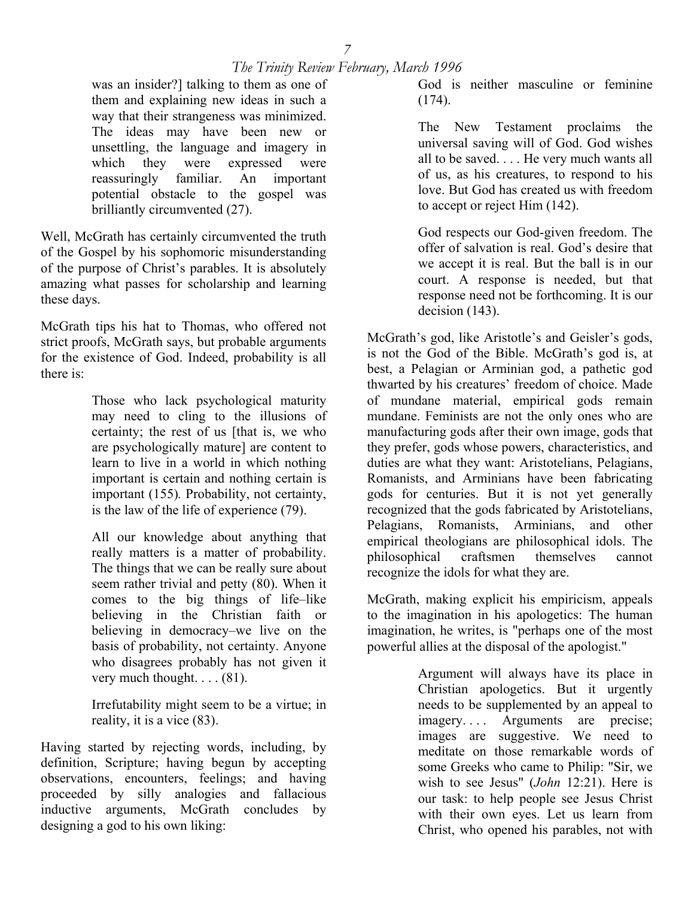> was an insider?] talking to them as one of them and explaining new ideas in such a way that their strangeness was minimized. The ideas may have been new or unsettling, the language and imagery in which they were expressed were reassuringly familiar. An important potential obstacle to the gospel was brilliantly circumvented (27).

Well, McGrath has certainly circumvented the truth of the Gospel by his sophomoric misunderstanding of the purpose of Christ's parables. It is absolutely amazing what passes for scholarship and learning these days.

McGrath tips his hat to Thomas, who offered not strict proofs, McGrath says, but probable arguments for the existence of God. Indeed, probability is all there is:

> Those who lack psychological maturity may need to cling to the illusions of certainty; the rest of us [that is, we who are psychologically mature] are content to learn to live in a world in which nothing important is certain and nothing certain is important (155). Probability, not certainty, is the law of the life of experience (79).
>
> All our knowledge about anything that really matters is a matter of probability. The things that we can be really sure about seem rather trivial and petty (80). When it comes to the big things of life–like believing in the Christian faith or believing in democracy–we live on the basis of probability, not certainty. Anyone who disagrees probably has not given it very much thought. . . . (81).
>
> Irrefutability might seem to be a virtue; in reality, it is a vice (83).

Having started by rejecting words, including, by definition, Scripture; having begun by accepting observations, encounters, feelings; and having proceeded by silly analogies and fallacious inductive arguments, McGrath concludes by designing a god to his own liking:

> God is neither masculine or feminine (174).
>
> The New Testament proclaims the universal saving will of God. God wishes all to be saved. . . . He very much wants all of us, as his creatures, to respond to his love. But God has created us with freedom to accept or reject Him (142).
>
> God respects our God-given freedom. The offer of salvation is real. God's desire that we accept it is real. But the ball is in our court. A response is needed, but that response need not be forthcoming. It is our decision (143).

McGrath's god, like Aristotle's and Geisler's gods, is not the God of the Bible. McGrath's god is, at best, a Pelagian or Arminian god, a pathetic god thwarted by his creatures' freedom of choice. Made of mundane material, empirical gods remain mundane. Feminists are not the only ones who are manufacturing gods after their own image, gods that they prefer, gods whose powers, characteristics, and duties are what they want: Aristotelians, Pelagians, Romanists, and Arminians have been fabricating gods for centuries. But it is not yet generally recognized that the gods fabricated by Aristotelians, Pelagians, Romanists, Arminians, and other empirical theologians are philosophical idols. The philosophical craftsmen themselves cannot recognize the idols for what they are.

McGrath, making explicit his empiricism, appeals to the imagination in his apologetics: The human imagination, he writes, is "perhaps one of the most powerful allies at the disposal of the apologist."

> Argument will always have its place in Christian apologetics. But it urgently needs to be supplemented by an appeal to imagery. . . . Arguments are precise; images are suggestive. We need to meditate on those remarkable words of some Greeks who came to Philip: "Sir, we wish to see Jesus" (*John* 12:21). Here is our task: to help people see Jesus Christ with their own eyes. Let us learn from Christ, who opened his parables, not with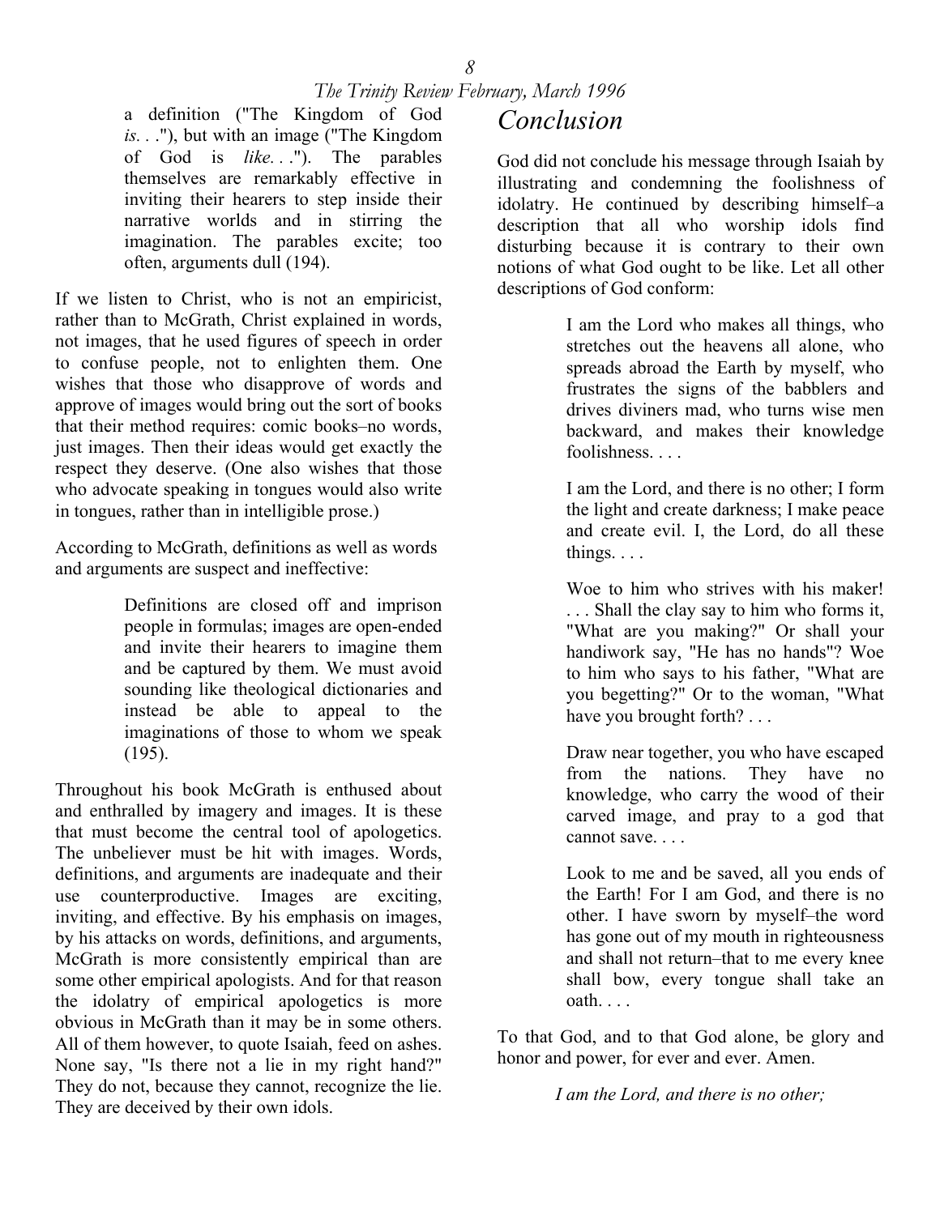a definition ("The Kingdom of God *is*. . ."), but with an image ("The Kingdom of God is *like*. . ."). The parables themselves are remarkably effective in inviting their hearers to step inside their narrative worlds and in stirring the imagination. The parables excite; too often, arguments dull (194).

If we listen to Christ, who is not an empiricist, rather than to McGrath, Christ explained in words, not images, that he used figures of speech in order to confuse people, not to enlighten them. One wishes that those who disapprove of words and approve of images would bring out the sort of books that their method requires: comic books–no words, just images. Then their ideas would get exactly the respect they deserve. (One also wishes that those who advocate speaking in tongues would also write in tongues, rather than in intelligible prose.)

According to McGrath, definitions as well as words and arguments are suspect and ineffective:

> Definitions are closed off and imprison people in formulas; images are open-ended and invite their hearers to imagine them and be captured by them. We must avoid sounding like theological dictionaries and instead be able to appeal to the imaginations of those to whom we speak (195).

Throughout his book McGrath is enthused about and enthralled by imagery and images. It is these that must become the central tool of apologetics. The unbeliever must be hit with images. Words, definitions, and arguments are inadequate and their use counterproductive. Images are exciting, inviting, and effective. By his emphasis on images, by his attacks on words, definitions, and arguments, McGrath is more consistently empirical than are some other empirical apologists. And for that reason the idolatry of empirical apologetics is more obvious in McGrath than it may be in some others. All of them however, to quote Isaiah, feed on ashes. None say, "Is there not a lie in my right hand?" They do not, because they cannot, recognize the lie. They are deceived by their own idols.

## *Conclusion*

God did not conclude his message through Isaiah by illustrating and condemning the foolishness of idolatry. He continued by describing himself–a description that all who worship idols find disturbing because it is contrary to their own notions of what God ought to be like. Let all other descriptions of God conform:

> I am the Lord who makes all things, who stretches out the heavens all alone, who spreads abroad the Earth by myself, who frustrates the signs of the babblers and drives diviners mad, who turns wise men backward, and makes their knowledge foolishness. . . .
>
> I am the Lord, and there is no other; I form the light and create darkness; I make peace and create evil. I, the Lord, do all these things. . . .
>
> Woe to him who strives with his maker! . . . Shall the clay say to him who forms it, "What are you making?" Or shall your handiwork say, "He has no hands"? Woe to him who says to his father, "What are you begetting?" Or to the woman, "What have you brought forth? . . .
>
> Draw near together, you who have escaped from the nations. They have no knowledge, who carry the wood of their carved image, and pray to a god that cannot save. . . .
>
> Look to me and be saved, all you ends of the Earth! For I am God, and there is no other. I have sworn by myself–the word has gone out of my mouth in righteousness and shall not return–that to me every knee shall bow, every tongue shall take an oath. . . .

To that God, and to that God alone, be glory and honor and power, for ever and ever. Amen.

*I am the Lord, and there is no other;*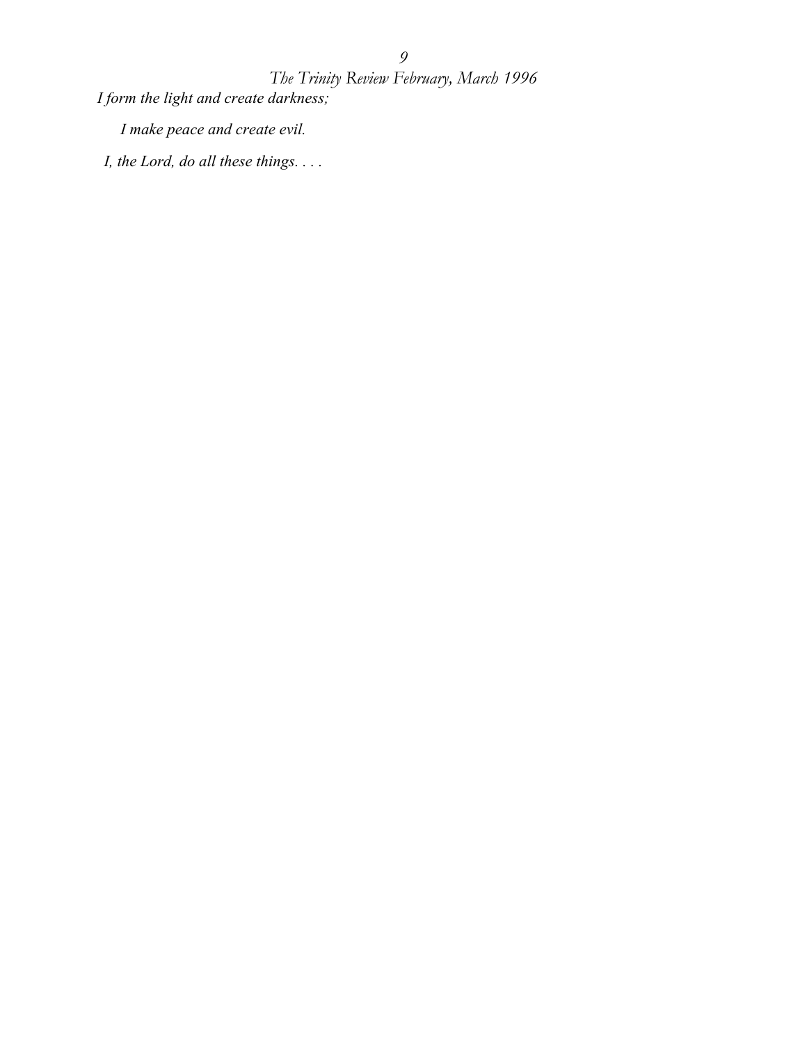*I form the light and create darkness;*

*I make peace and create evil.*

*I, the Lord, do all these things. . . .*